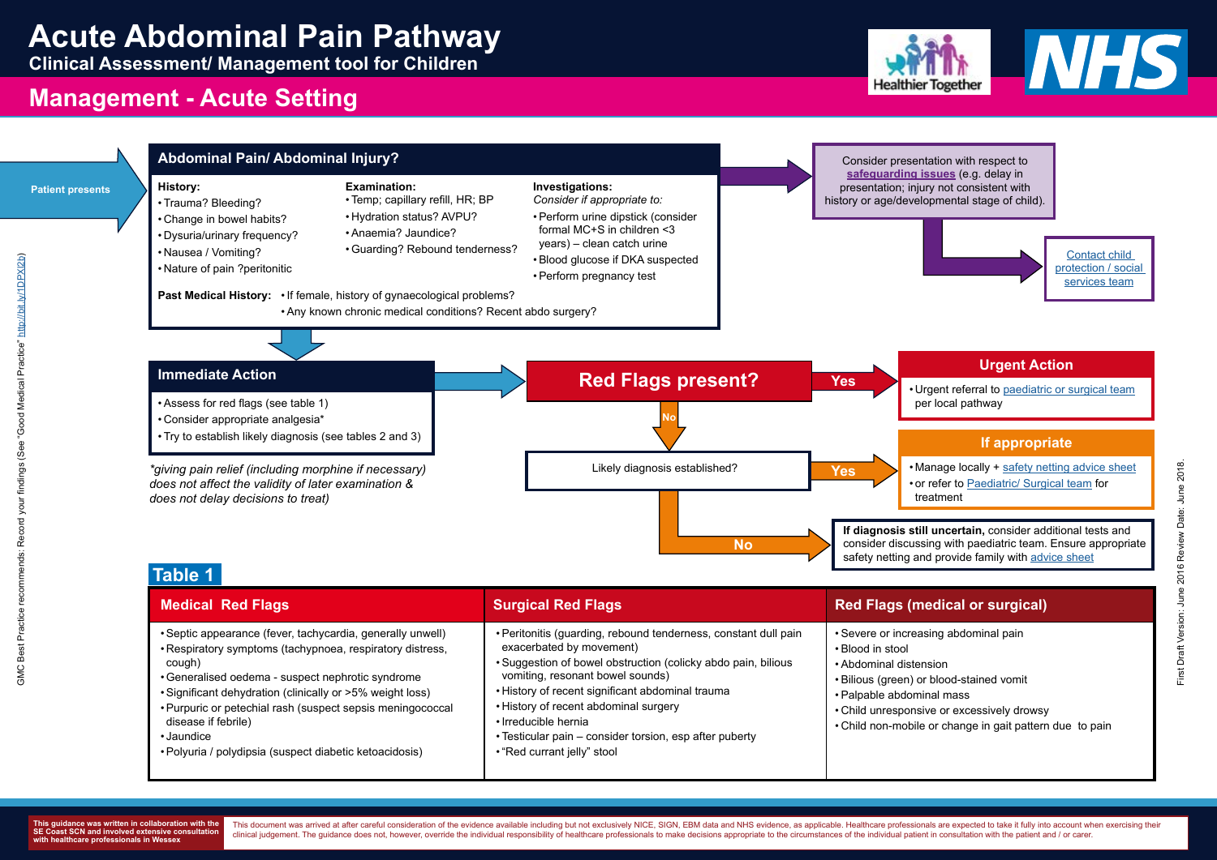# Acute Abdominal Pain Pathway

## Clinical Assessment/ Management tool for Children

## Management - Acute Setting

Patient presents

### Abdominal Pain/ Abdominal Injury?

**History:**
- Trauma? Bleeding?
- Change in bowel habits?
- Dysuria/urinary frequency?
- Nausea / Vomiting?
- Nature of pain ?peritonitic

**Examination:**
- Temp; capillary refill, HR; BP
- Hydration status? AVPU?
- Anaemia? Jaundice?
- Guarding? Rebound tenderness?

**Investigations:**
*Consider if appropriate to:*
- Perform urine dipstick (consider formal MC+S in children <3 years) – clean catch urine
- Blood glucose if DKA suspected
- Perform pregnancy test

**Past Medical History:**
- If female, history of gynaecological problems?
- Any known chronic medical conditions? Recent abdo surgery?

Consider presentation with respect to **safeguarding issues** (e.g. delay in presentation; injury not consistent with history or age/developmental stage of child).

→ Contact child protection / social services team

### Immediate Action

- Assess for red flags (see table 1)
- Consider appropriate analgesia*
- Try to establish likely diagnosis (see tables 2 and 3)

*\*giving pain relief (including morphine if necessary) does not affect the validity of later examination & does not delay decisions to treat)*

### Red Flags present?

**Yes** →

**Urgent Action**
- Urgent referral to paediatric or surgical team per local pathway

**No** ↓

Likely diagnosis established?

**Yes** →

**If appropriate**
- Manage locally + safety netting advice sheet
- or refer to Paediatric/ Surgical team for treatment

**No** →

**If diagnosis still uncertain,** consider additional tests and consider discussing with paediatric team. Ensure appropriate safety netting and provide family with advice sheet

### Table 1

| Medical Red Flags | Surgical Red Flags | Red Flags (medical or surgical) |
|---|---|---|
| • Septic appearance (fever, tachycardia, generally unwell)<br>• Respiratory symptoms (tachypnoea, respiratory distress, cough)<br>• Generalised oedema - suspect nephrotic syndrome<br>• Significant dehydration (clinically or >5% weight loss)<br>• Purpuric or petechial rash (suspect sepsis meningococcal disease if febrile)<br>• Jaundice<br>• Polyuria / polydipsia (suspect diabetic ketoacidosis) | • Peritonitis (guarding, rebound tenderness, constant dull pain exacerbated by movement)<br>• Suggestion of bowel obstruction (colicky abdo pain, bilious vomiting, resonant bowel sounds)<br>• History of recent significant abdominal trauma<br>• History of recent abdominal surgery<br>• Irreducible hernia<br>• Testicular pain – consider torsion, esp after puberty<br>• "Red currant jelly" stool | • Severe or increasing abdominal pain<br>• Blood in stool<br>• Abdominal distension<br>• Bilious (green) or blood-stained vomit<br>• Palpable abdominal mass<br>• Child unresponsive or excessively drowsy<br>• Child non-mobile or change in gait pattern due to pain |

GMC Best Practice recommends: Record your findings (See "Good Medical Practice" http://bit.ly/1DPXl2b)

First Draft Version: June 2016 Review Date: June 2018.

This guidance was written in collaboration with the SE Coast SCN and involved extensive consultation with healthcare professionals in Wessex

This document was arrived at after careful consideration of the evidence available including but not exclusively NICE, SIGN, EBM data and NHS evidence, as applicable. Healthcare professionals are expected to take it fully into account when exercising their clinical judgement. The guidance does not, however, override the individual responsibility of healthcare professionals to make decisions appropriate to the circumstances of the individual patient in consultation with the patient and / or carer.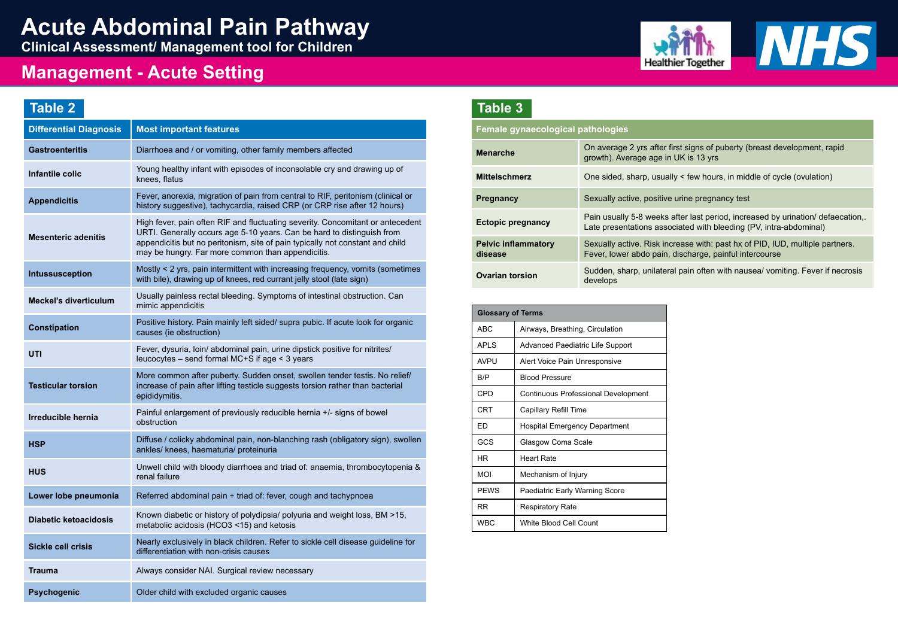# Acute Abdominal Pain Pathway

## Clinical Assessment/ Management tool for Children

## Management - Acute Setting

### Table 2

| Differential Diagnosis | Most important features |
|---|---|
| **Gastroenteritis** | Diarrhoea and / or vomiting, other family members affected |
| **Infantile colic** | Young healthy infant with episodes of inconsolable cry and drawing up of knees, flatus |
| **Appendicitis** | Fever, anorexia, migration of pain from central to RIF, peritonism (clinical or history suggestive), tachycardia, raised CRP (or CRP rise after 12 hours) |
| **Mesenteric adenitis** | High fever, pain often RIF and fluctuating severity. Concomitant or antecedent URTI. Generally occurs age 5-10 years. Can be hard to distinguish from appendicitis but no peritonism, site of pain typically not constant and child may be hungry. Far more common than appendicitis. |
| **Intussusception** | Mostly < 2 yrs, pain intermittent with increasing frequency, vomits (sometimes with bile), drawing up of knees, red currant jelly stool (late sign) |
| **Meckel's diverticulum** | Usually painless rectal bleeding. Symptoms of intestinal obstruction. Can mimic appendicitis |
| **Constipation** | Positive history. Pain mainly left sided/ supra pubic. If acute look for organic causes (ie obstruction) |
| **UTI** | Fever, dysuria, loin/ abdominal pain, urine dipstick positive for nitrites/ leucocytes – send formal MC+S if age < 3 years |
| **Testicular torsion** | More common after puberty. Sudden onset, swollen tender testis. No relief/ increase of pain after lifting testicle suggests torsion rather than bacterial epididymitis. |
| **Irreducible hernia** | Painful enlargement of previously reducible hernia +/- signs of bowel obstruction |
| **HSP** | Diffuse / colicky abdominal pain, non-blanching rash (obligatory sign), swollen ankles/ knees, haematuria/ proteinuria |
| **HUS** | Unwell child with bloody diarrhoea and triad of: anaemia, thrombocytopenia & renal failure |
| **Lower lobe pneumonia** | Referred abdominal pain + triad of: fever, cough and tachypnoea |
| **Diabetic ketoacidosis** | Known diabetic or history of polydipsia/ polyuria and weight loss, BM >15, metabolic acidosis (HCO3 <15) and ketosis |
| **Sickle cell crisis** | Nearly exclusively in black children. Refer to sickle cell disease guideline for differentiation with non-crisis causes |
| **Trauma** | Always consider NAI. Surgical review necessary |
| **Psychogenic** | Older child with excluded organic causes |

### Table 3

| Female gynaecological pathologies | |
|---|---|
| **Menarche** | On average 2 yrs after first signs of puberty (breast development, rapid growth). Average age in UK is 13 yrs |
| **Mittelschmerz** | One sided, sharp, usually < few hours, in middle of cycle (ovulation) |
| **Pregnancy** | Sexually active, positive urine pregnancy test |
| **Ectopic pregnancy** | Pain usually 5-8 weeks after last period, increased by urination/ defaecation,. Late presentations associated with bleeding (PV, intra-abdominal) |
| **Pelvic inflammatory disease** | Sexually active. Risk increase with: past hx of PID, IUD, multiple partners. Fever, lower abdo pain, discharge, painful intercourse |
| **Ovarian torsion** | Sudden, sharp, unilateral pain often with nausea/ vomiting. Fever if necrosis develops |

| Glossary of Terms | |
|---|---|
| ABC | Airways, Breathing, Circulation |
| APLS | Advanced Paediatric Life Support |
| AVPU | Alert Voice Pain Unresponsive |
| B/P | Blood Pressure |
| CPD | Continuous Professional Development |
| CRT | Capillary Refill Time |
| ED | Hospital Emergency Department |
| GCS | Glasgow Coma Scale |
| HR | Heart Rate |
| MOI | Mechanism of Injury |
| PEWS | Paediatric Early Warning Score |
| RR | Respiratory Rate |
| WBC | White Blood Cell Count |